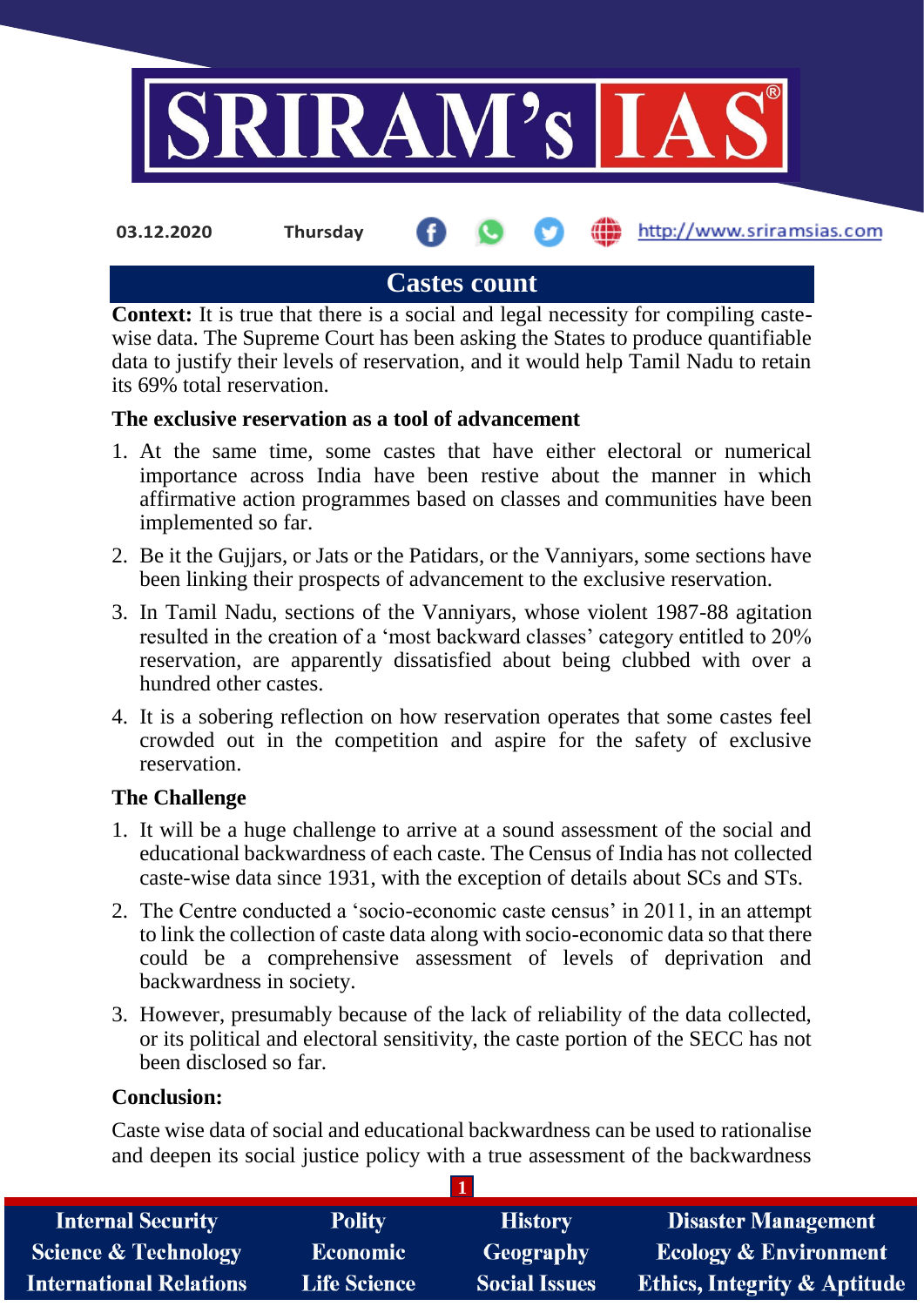03.12.2020 Thursday http://www.sriramsias.com

# Castes count

**Context:** It is true that there is a social and legal necessity for compiling caste-wise data. The Supreme Court has been asking the States to produce quantifiable data to justify their levels of reservation, and it would help Tamil Nadu to retain its 69% total reservation.

**The exclusive reservation as a tool of advancement**

1. At the same time, some castes that have either electoral or numerical importance across India have been restive about the manner in which affirmative action programmes based on classes and communities have been implemented so far.
2. Be it the Gujjars, or Jats or the Patidars, or the Vanniyars, some sections have been linking their prospects of advancement to the exclusive reservation.
3. In Tamil Nadu, sections of the Vanniyars, whose violent 1987-88 agitation resulted in the creation of a 'most backward classes' category entitled to 20% reservation, are apparently dissatisfied about being clubbed with over a hundred other castes.
4. It is a sobering reflection on how reservation operates that some castes feel crowded out in the competition and aspire for the safety of exclusive reservation.

**The Challenge**

1. It will be a huge challenge to arrive at a sound assessment of the social and educational backwardness of each caste. The Census of India has not collected caste-wise data since 1931, with the exception of details about SCs and STs.
2. The Centre conducted a 'socio-economic caste census' in 2011, in an attempt to link the collection of caste data along with socio-economic data so that there could be a comprehensive assessment of levels of deprivation and backwardness in society.
3. However, presumably because of the lack of reliability of the data collected, or its political and electoral sensitivity, the caste portion of the SECC has not been disclosed so far.

**Conclusion:**

Caste wise data of social and educational backwardness can be used to rationalise and deepen its social justice policy with a true assessment of the backwardness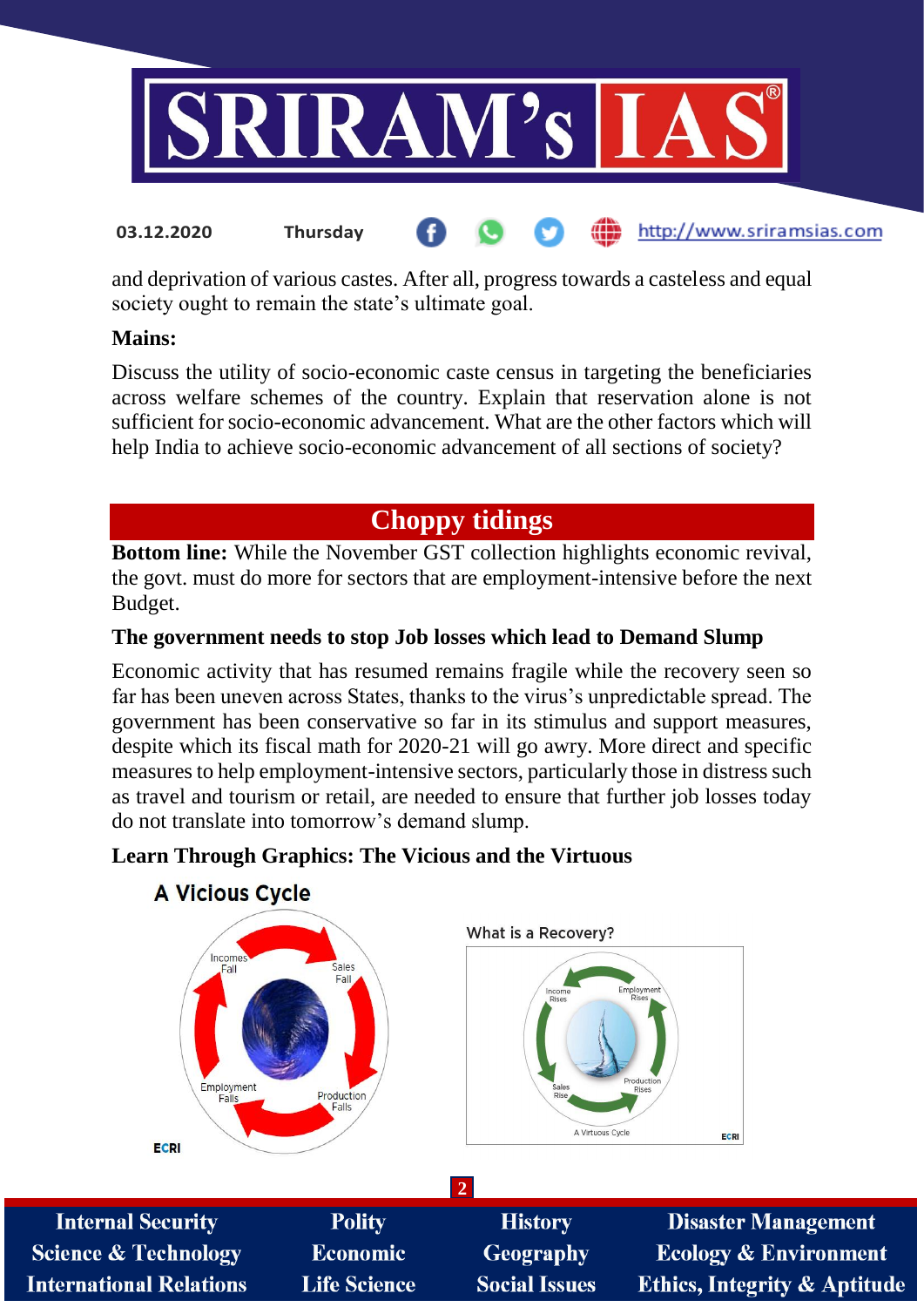and deprivation of various castes. After all, progress towards a casteless and equal society ought to remain the state's ultimate goal.

**Mains:**

Discuss the utility of socio-economic caste census in targeting the beneficiaries across welfare schemes of the country. Explain that reservation alone is not sufficient for socio-economic advancement. What are the other factors which will help India to achieve socio-economic advancement of all sections of society?

## Choppy tidings

**Bottom line:** While the November GST collection highlights economic revival, the govt. must do more for sectors that are employment-intensive before the next Budget.

**The government needs to stop Job losses which lead to Demand Slump**

Economic activity that has resumed remains fragile while the recovery seen so far has been uneven across States, thanks to the virus's unpredictable spread. The government has been conservative so far in its stimulus and support measures, despite which its fiscal math for 2020-21 will go awry. More direct and specific measures to help employment-intensive sectors, particularly those in distress such as travel and tourism or retail, are needed to ensure that further job losses today do not translate into tomorrow's demand slump.

**Learn Through Graphics: The Vicious and the Virtuous**

**A Vicious Cycle**

Incomes Fall → Sales Fall → Production Falls → Employment Falls

ECRI

**What is a Recovery?**

Income Rises → Employment Rises → Production Rises → Sales Rise

A Virtuous Cycle

ECRI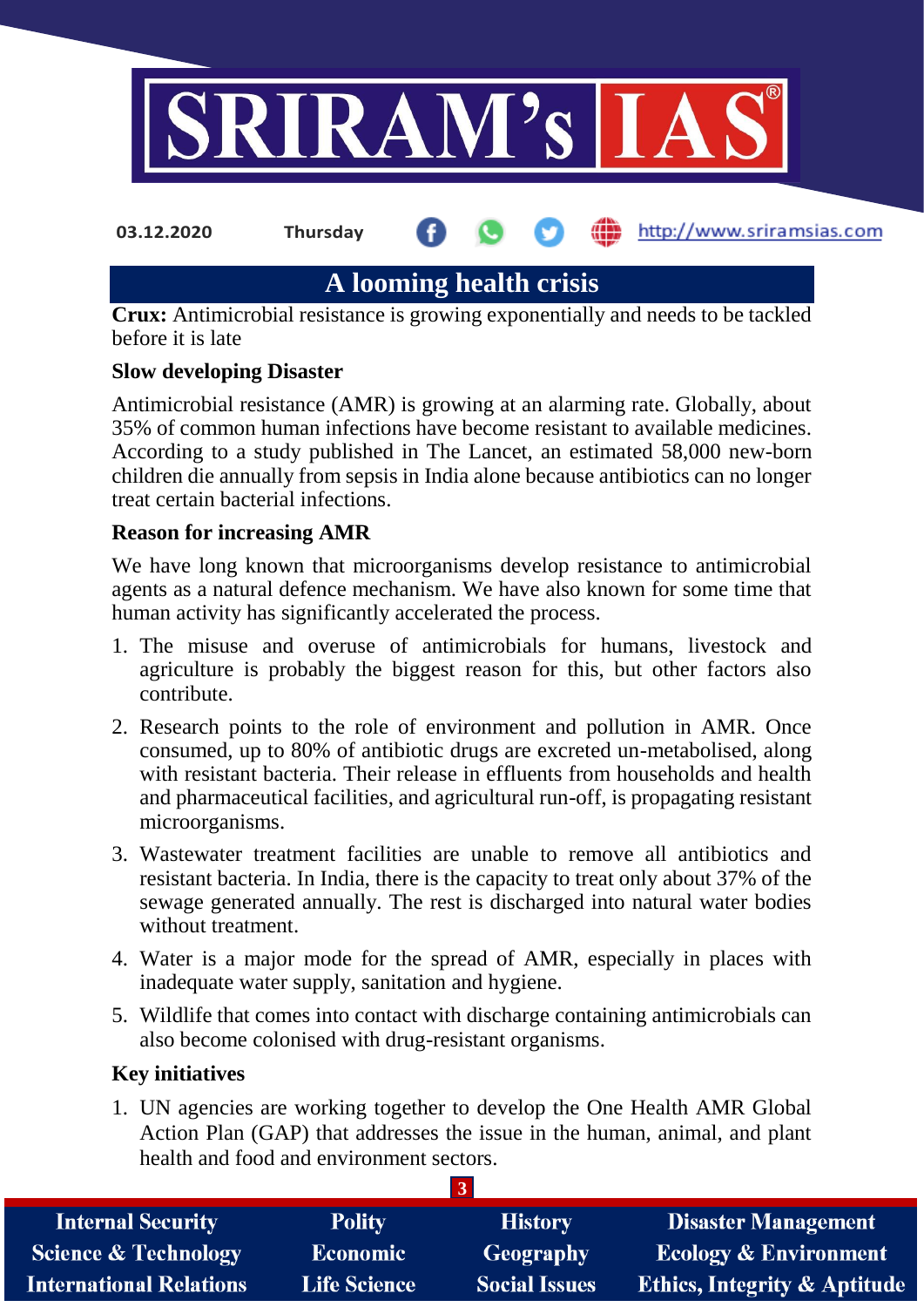# A looming health crisis

**Crux:** Antimicrobial resistance is growing exponentially and needs to be tackled before it is late

**Slow developing Disaster**

Antimicrobial resistance (AMR) is growing at an alarming rate. Globally, about 35% of common human infections have become resistant to available medicines. According to a study published in The Lancet, an estimated 58,000 new-born children die annually from sepsis in India alone because antibiotics can no longer treat certain bacterial infections.

**Reason for increasing AMR**

We have long known that microorganisms develop resistance to antimicrobial agents as a natural defence mechanism. We have also known for some time that human activity has significantly accelerated the process.

1. The misuse and overuse of antimicrobials for humans, livestock and agriculture is probably the biggest reason for this, but other factors also contribute.
2. Research points to the role of environment and pollution in AMR. Once consumed, up to 80% of antibiotic drugs are excreted un-metabolised, along with resistant bacteria. Their release in effluents from households and health and pharmaceutical facilities, and agricultural run-off, is propagating resistant microorganisms.
3. Wastewater treatment facilities are unable to remove all antibiotics and resistant bacteria. In India, there is the capacity to treat only about 37% of the sewage generated annually. The rest is discharged into natural water bodies without treatment.
4. Water is a major mode for the spread of AMR, especially in places with inadequate water supply, sanitation and hygiene.
5. Wildlife that comes into contact with discharge containing antimicrobials can also become colonised with drug-resistant organisms.

**Key initiatives**

1. UN agencies are working together to develop the One Health AMR Global Action Plan (GAP) that addresses the issue in the human, animal, and plant health and food and environment sectors.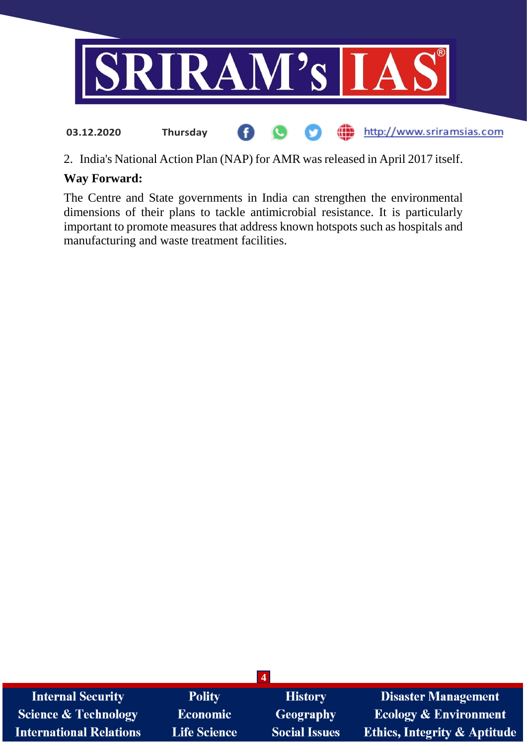2. India's National Action Plan (NAP) for AMR was released in April 2017 itself.

**Way Forward:**

The Centre and State governments in India can strengthen the environmental dimensions of their plans to tackle antimicrobial resistance. It is particularly important to promote measures that address known hotspots such as hospitals and manufacturing and waste treatment facilities.